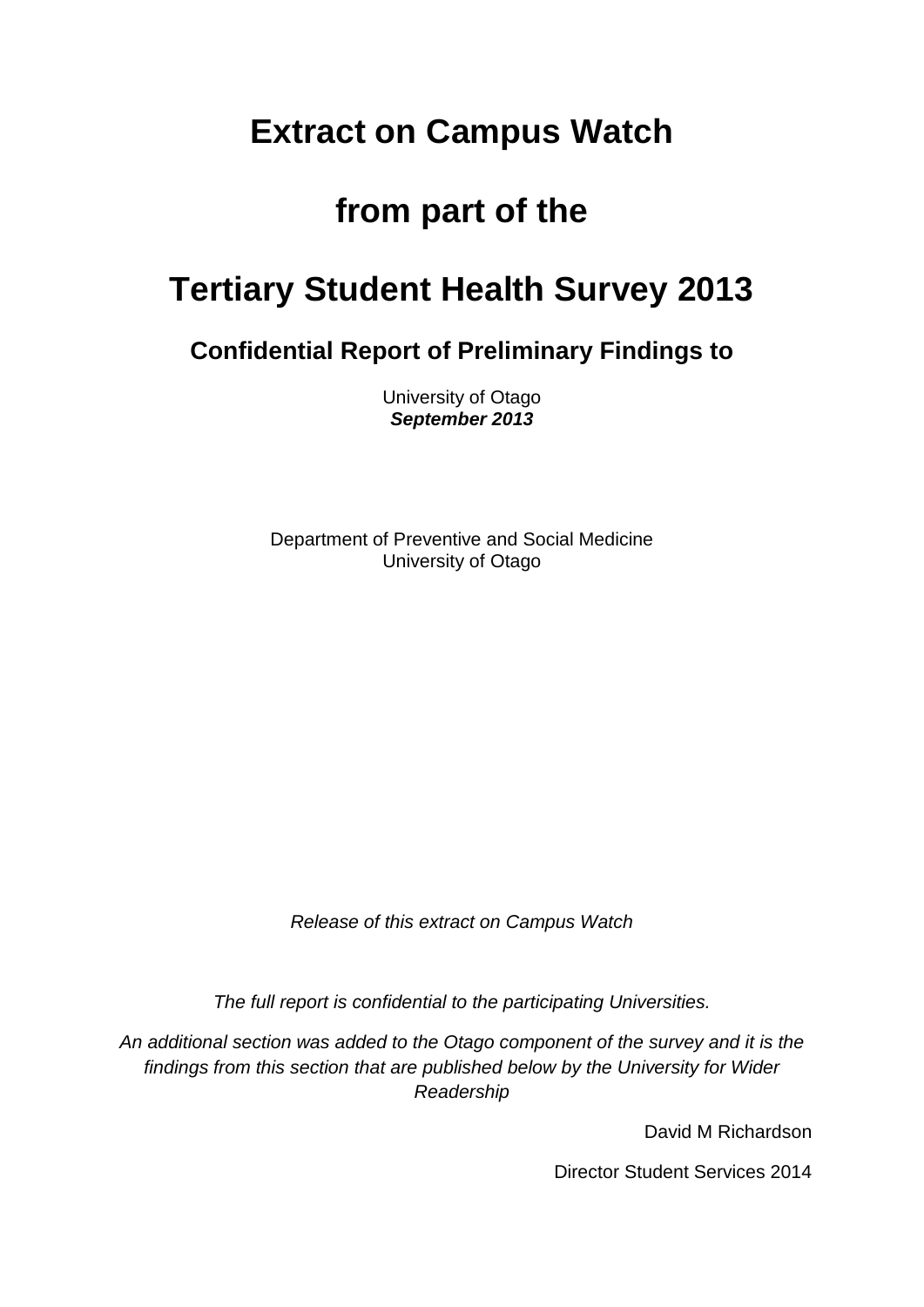# Extract on Campus Watch

# from part of the

# Tertiary Student Health Survey 2013

## Confidential Report of Preliminary Findings to

University of Otago
***September 2013***

Department of Preventive and Social Medicine
University of Otago

*Release of this extract on Campus Watch*

*The full report is confidential to the participating Universities.*

*An additional section was added to the Otago component of the survey and it is the findings from this section that are published below by the University for Wider Readership*

David M Richardson

Director Student Services 2014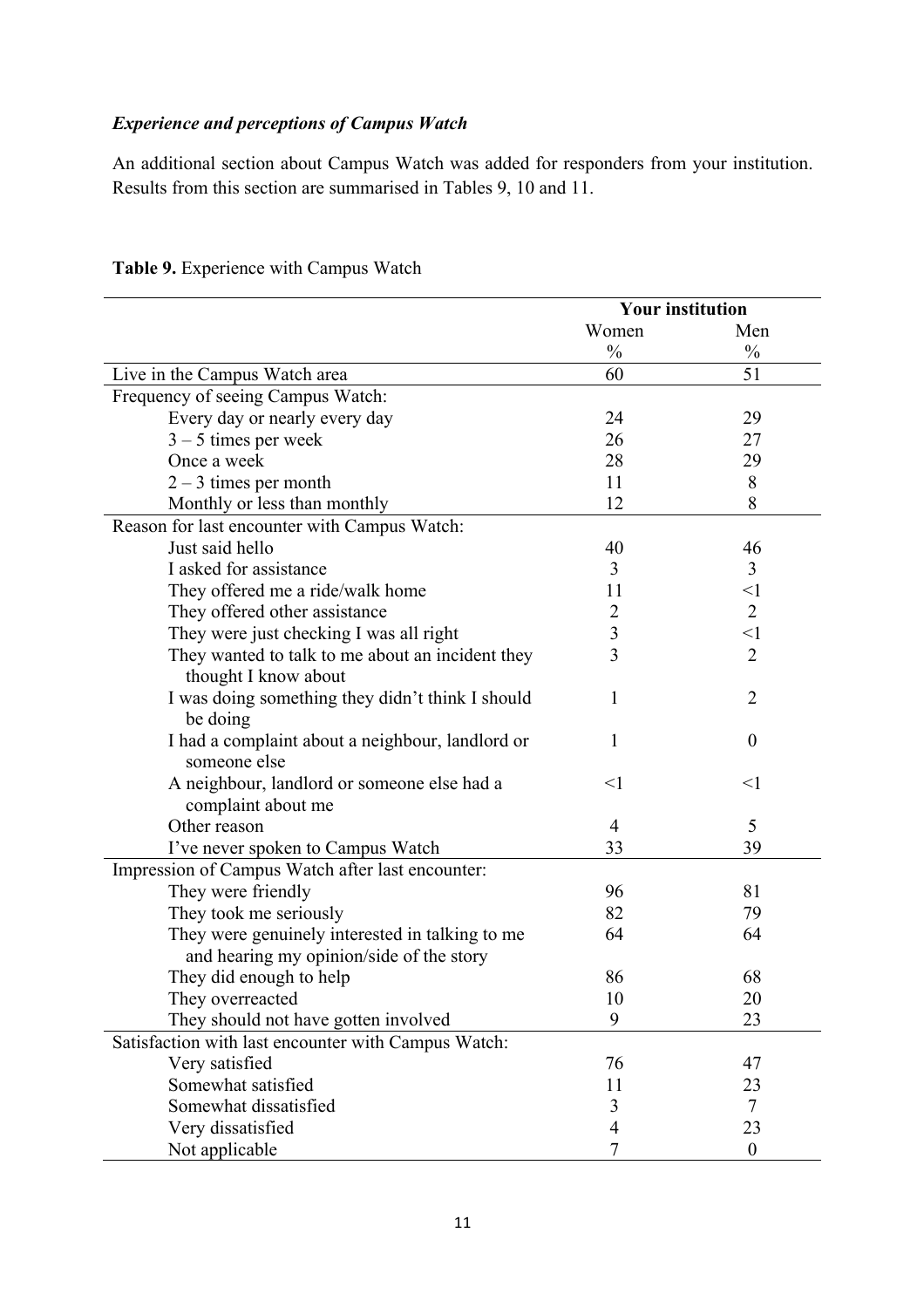***Experience and perceptions of Campus Watch***

An additional section about Campus Watch was added for responders from your institution. Results from this section are summarised in Tables 9, 10 and 11.

**Table 9.** Experience with Campus Watch

| | Your institution | |
|---|---|---|
| | Women | Men |
| | % | % |
| Live in the Campus Watch area | 60 | 51 |
| Frequency of seeing Campus Watch: | | |
| Every day or nearly every day | 24 | 29 |
| 3 – 5 times per week | 26 | 27 |
| Once a week | 28 | 29 |
| 2 – 3 times per month | 11 | 8 |
| Monthly or less than monthly | 12 | 8 |
| Reason for last encounter with Campus Watch: | | |
| Just said hello | 40 | 46 |
| I asked for assistance | 3 | 3 |
| They offered me a ride/walk home | 11 | <1 |
| They offered other assistance | 2 | 2 |
| They were just checking I was all right | 3 | <1 |
| They wanted to talk to me about an incident they thought I know about | 3 | 2 |
| I was doing something they didn't think I should be doing | 1 | 2 |
| I had a complaint about a neighbour, landlord or someone else | 1 | 0 |
| A neighbour, landlord or someone else had a complaint about me | <1 | <1 |
| Other reason | 4 | 5 |
| I've never spoken to Campus Watch | 33 | 39 |
| Impression of Campus Watch after last encounter: | | |
| They were friendly | 96 | 81 |
| They took me seriously | 82 | 79 |
| They were genuinely interested in talking to me and hearing my opinion/side of the story | 64 | 64 |
| They did enough to help | 86 | 68 |
| They overreacted | 10 | 20 |
| They should not have gotten involved | 9 | 23 |
| Satisfaction with last encounter with Campus Watch: | | |
| Very satisfied | 76 | 47 |
| Somewhat satisfied | 11 | 23 |
| Somewhat dissatisfied | 3 | 7 |
| Very dissatisfied | 4 | 23 |
| Not applicable | 7 | 0 |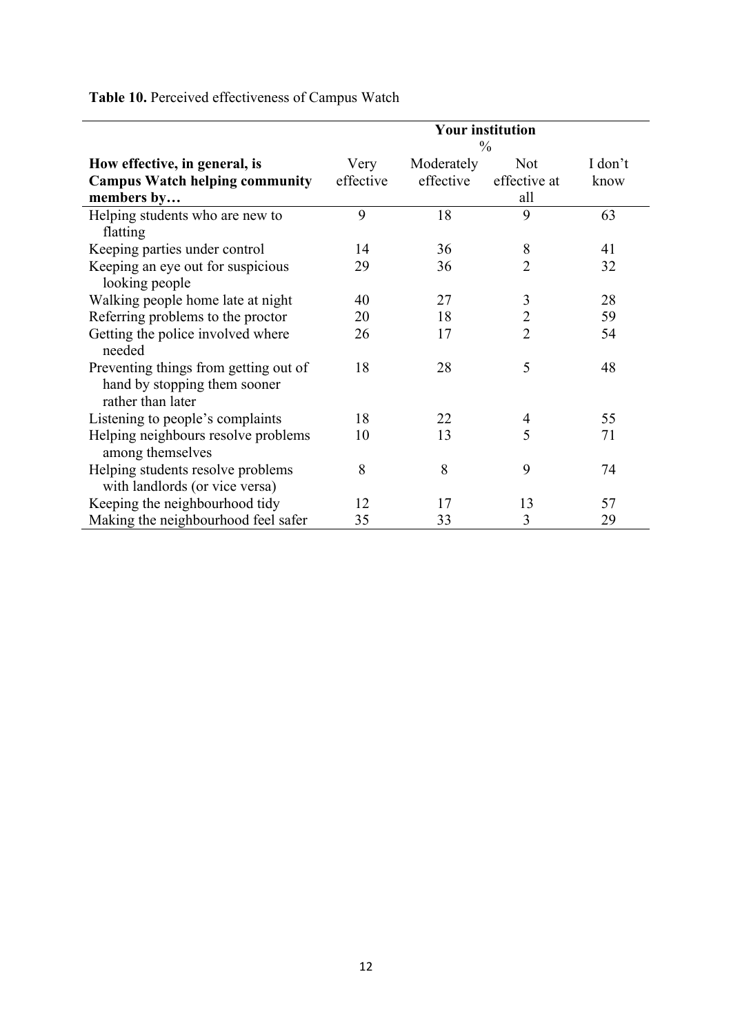**Table 10.** Perceived effectiveness of Campus Watch

| How effective, in general, is Campus Watch helping community members by… | Your institution % | | | |
|---|---|---|---|---|
| | Very effective | Moderately effective | Not effective at all | I don't know |
| Helping students who are new to flatting | 9 | 18 | 9 | 63 |
| Keeping parties under control | 14 | 36 | 8 | 41 |
| Keeping an eye out for suspicious looking people | 29 | 36 | 2 | 32 |
| Walking people home late at night | 40 | 27 | 3 | 28 |
| Referring problems to the proctor | 20 | 18 | 2 | 59 |
| Getting the police involved where needed | 26 | 17 | 2 | 54 |
| Preventing things from getting out of hand by stopping them sooner rather than later | 18 | 28 | 5 | 48 |
| Listening to people's complaints | 18 | 22 | 4 | 55 |
| Helping neighbours resolve problems among themselves | 10 | 13 | 5 | 71 |
| Helping students resolve problems with landlords (or vice versa) | 8 | 8 | 9 | 74 |
| Keeping the neighbourhood tidy | 12 | 17 | 13 | 57 |
| Making the neighbourhood feel safer | 35 | 33 | 3 | 29 |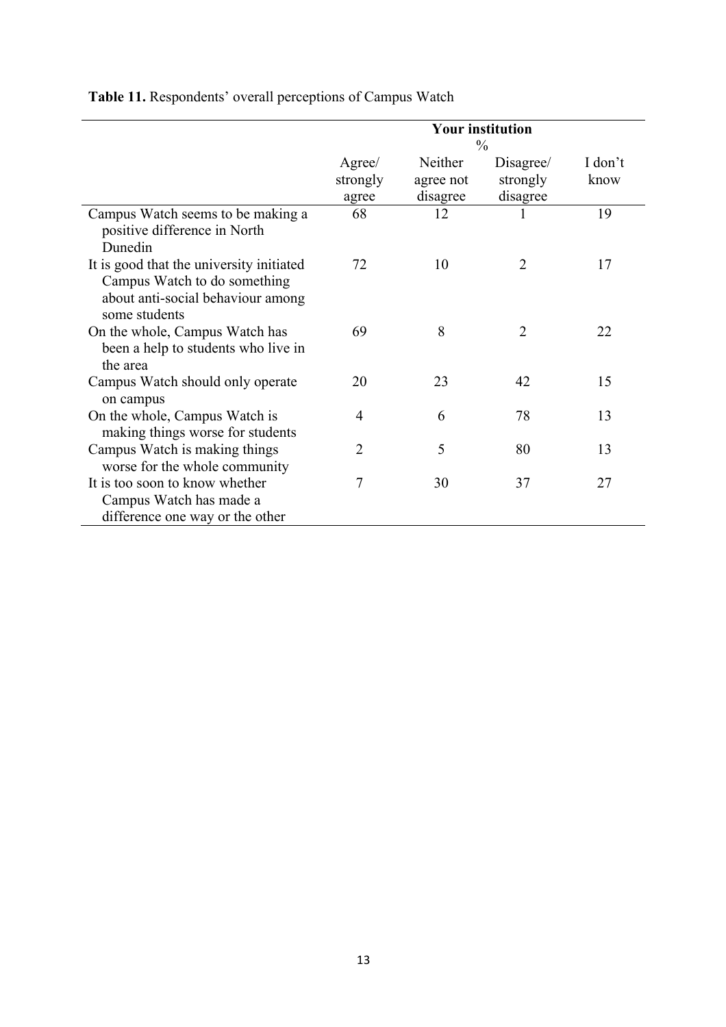**Table 11.** Respondents' overall perceptions of Campus Watch

| | Your institution % | | | |
|---|---|---|---|---|
| | Agree/ strongly agree | Neither agree not disagree | Disagree/ strongly disagree | I don't know |
| Campus Watch seems to be making a positive difference in North Dunedin | 68 | 12 | 1 | 19 |
| It is good that the university initiated Campus Watch to do something about anti-social behaviour among some students | 72 | 10 | 2 | 17 |
| On the whole, Campus Watch has been a help to students who live in the area | 69 | 8 | 2 | 22 |
| Campus Watch should only operate on campus | 20 | 23 | 42 | 15 |
| On the whole, Campus Watch is making things worse for students | 4 | 6 | 78 | 13 |
| Campus Watch is making things worse for the whole community | 2 | 5 | 80 | 13 |
| It is too soon to know whether Campus Watch has made a difference one way or the other | 7 | 30 | 37 | 27 |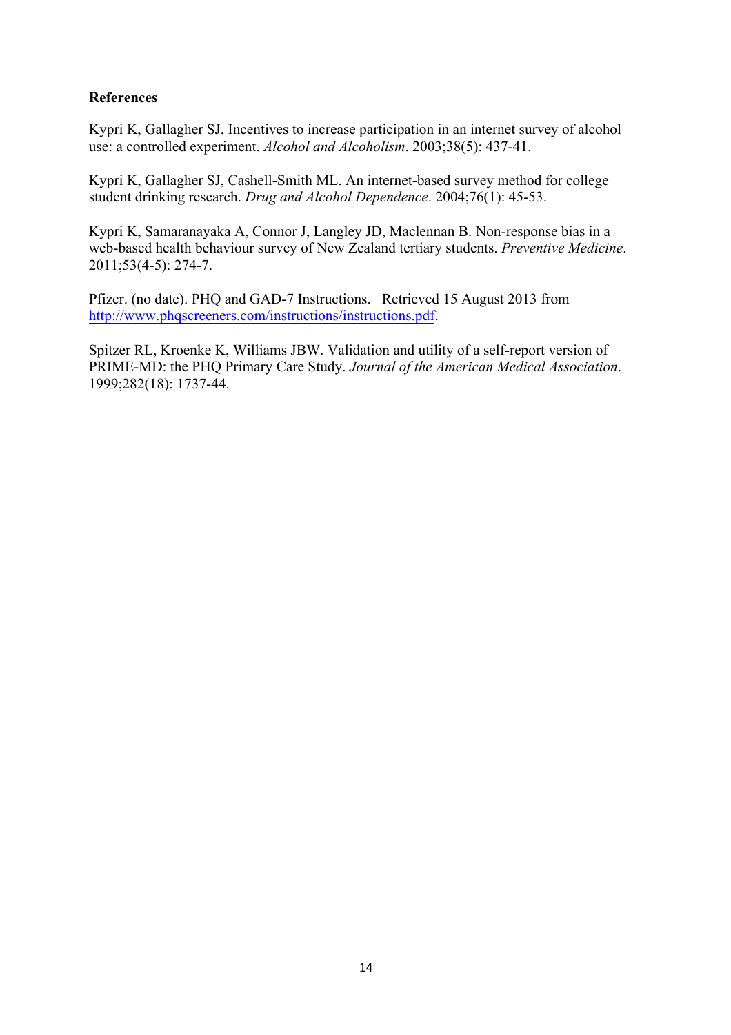**References**

Kypri K, Gallagher SJ. Incentives to increase participation in an internet survey of alcohol use: a controlled experiment. *Alcohol and Alcoholism*. 2003;38(5): 437-41.

Kypri K, Gallagher SJ, Cashell-Smith ML. An internet-based survey method for college student drinking research. *Drug and Alcohol Dependence*. 2004;76(1): 45-53.

Kypri K, Samaranayaka A, Connor J, Langley JD, Maclennan B. Non-response bias in a web-based health behaviour survey of New Zealand tertiary students. *Preventive Medicine*. 2011;53(4-5): 274-7.

Pfizer. (no date). PHQ and GAD-7 Instructions. Retrieved 15 August 2013 from [http://www.phqscreeners.com/instructions/instructions.pdf](http://www.phqscreeners.com/instructions/instructions.pdf).

Spitzer RL, Kroenke K, Williams JBW. Validation and utility of a self-report version of PRIME-MD: the PHQ Primary Care Study. *Journal of the American Medical Association*. 1999;282(18): 1737-44.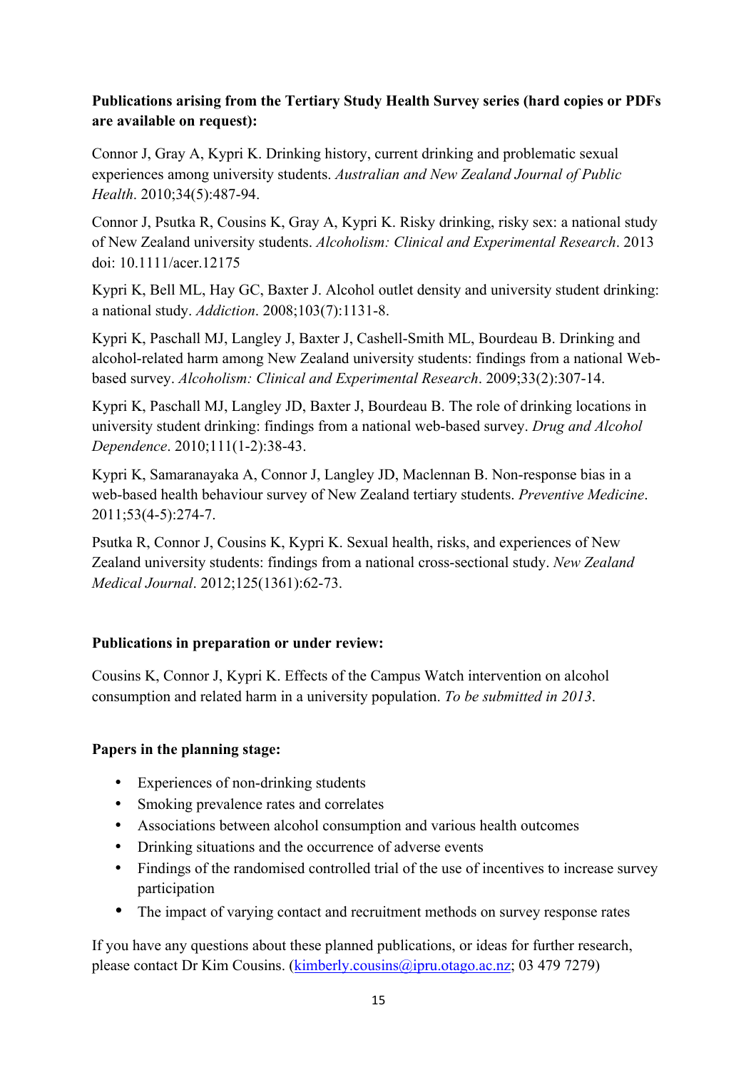**Publications arising from the Tertiary Study Health Survey series (hard copies or PDFs are available on request):**

Connor J, Gray A, Kypri K. Drinking history, current drinking and problematic sexual experiences among university students. *Australian and New Zealand Journal of Public Health*. 2010;34(5):487-94.

Connor J, Psutka R, Cousins K, Gray A, Kypri K. Risky drinking, risky sex: a national study of New Zealand university students. *Alcoholism: Clinical and Experimental Research*. 2013 doi: 10.1111/acer.12175

Kypri K, Bell ML, Hay GC, Baxter J. Alcohol outlet density and university student drinking: a national study. *Addiction*. 2008;103(7):1131-8.

Kypri K, Paschall MJ, Langley J, Baxter J, Cashell-Smith ML, Bourdeau B. Drinking and alcohol-related harm among New Zealand university students: findings from a national Web-based survey. *Alcoholism: Clinical and Experimental Research*. 2009;33(2):307-14.

Kypri K, Paschall MJ, Langley JD, Baxter J, Bourdeau B. The role of drinking locations in university student drinking: findings from a national web-based survey. *Drug and Alcohol Dependence*. 2010;111(1-2):38-43.

Kypri K, Samaranayaka A, Connor J, Langley JD, Maclennan B. Non-response bias in a web-based health behaviour survey of New Zealand tertiary students. *Preventive Medicine*. 2011;53(4-5):274-7.

Psutka R, Connor J, Cousins K, Kypri K. Sexual health, risks, and experiences of New Zealand university students: findings from a national cross-sectional study. *New Zealand Medical Journal*. 2012;125(1361):62-73.

**Publications in preparation or under review:**

Cousins K, Connor J, Kypri K. Effects of the Campus Watch intervention on alcohol consumption and related harm in a university population. *To be submitted in 2013*.

**Papers in the planning stage:**

- Experiences of non-drinking students
- Smoking prevalence rates and correlates
- Associations between alcohol consumption and various health outcomes
- Drinking situations and the occurrence of adverse events
- Findings of the randomised controlled trial of the use of incentives to increase survey participation
- The impact of varying contact and recruitment methods on survey response rates

If you have any questions about these planned publications, or ideas for further research, please contact Dr Kim Cousins. (kimberly.cousins@ipru.otago.ac.nz; 03 479 7279)